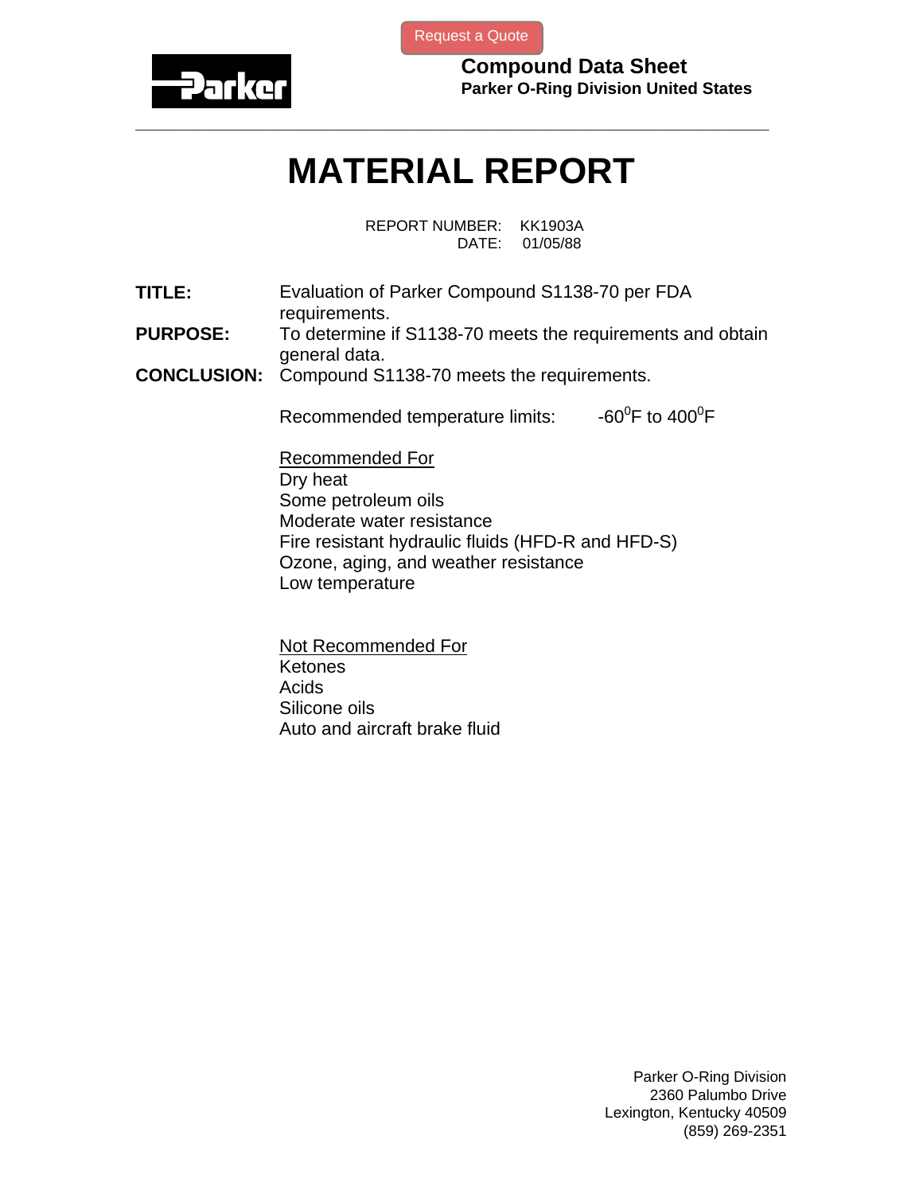Request a Quote

**Parker**

**Compound Data Sheet**
**Parker O-Ring Division United States**

---

# MATERIAL REPORT

REPORT NUMBER: KK1903A
DATE: 01/05/88

**TITLE:** Evaluation of Parker Compound S1138-70 per FDA requirements.

**PURPOSE:** To determine if S1138-70 meets the requirements and obtain general data.

**CONCLUSION:** Compound S1138-70 meets the requirements.

Recommended temperature limits: $-60^0$F to $400^0$F

<u>Recommended For</u>
Dry heat
Some petroleum oils
Moderate water resistance
Fire resistant hydraulic fluids (HFD-R and HFD-S)
Ozone, aging, and weather resistance
Low temperature

<u>Not Recommended For</u>
Ketones
Acids
Silicone oils
Auto and aircraft brake fluid

Parker O-Ring Division
2360 Palumbo Drive
Lexington, Kentucky 40509
(859) 269-2351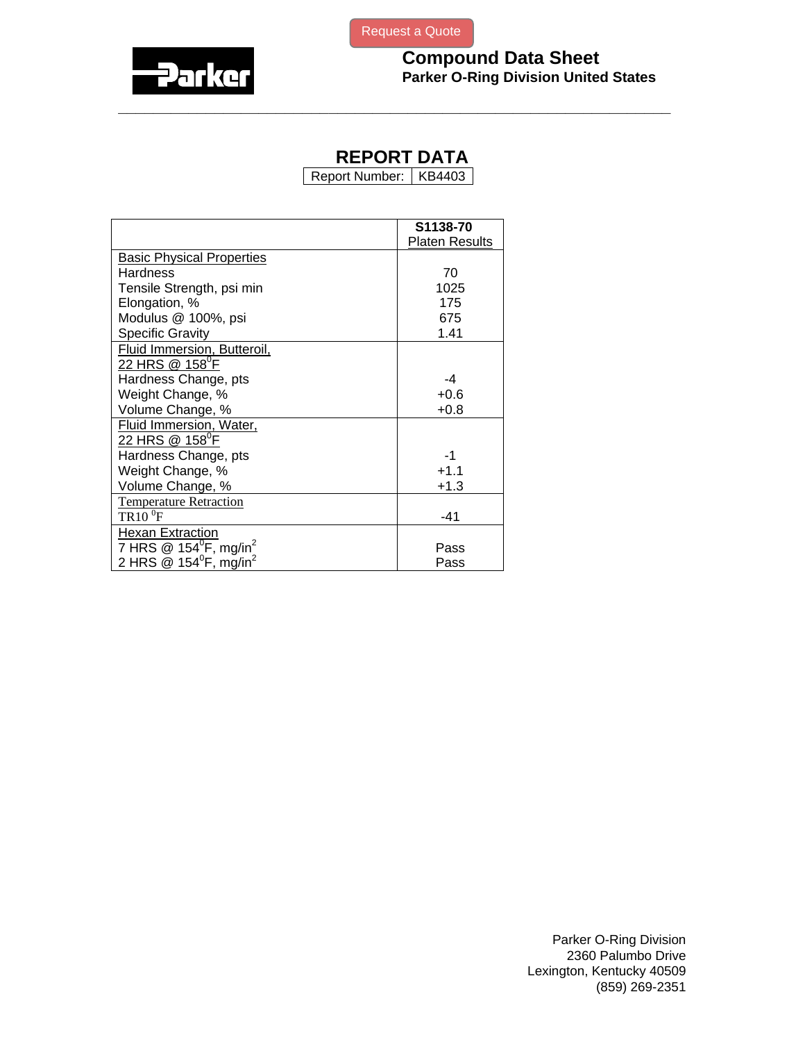Request a Quote

# Compound Data Sheet

**Parker O-Ring Division United States**

## REPORT DATA

| Report Number: | KB4403 |
| --- | --- |

| | **S1138-70** Platen Results |
| --- | --- |
| Basic Physical Properties | |
| Hardness | 70 |
| Tensile Strength, psi min | 1025 |
| Elongation, % | 175 |
| Modulus @ 100%, psi | 675 |
| Specific Gravity | 1.41 |
| Fluid Immersion, Butteroil, 22 HRS @ 158$^0$F | |
| Hardness Change, pts | -4 |
| Weight Change, % | +0.6 |
| Volume Change, % | +0.8 |
| Fluid Immersion, Water, 22 HRS @ 158$^0$F | |
| Hardness Change, pts | -1 |
| Weight Change, % | +1.1 |
| Volume Change, % | +1.3 |
| Temperature Retraction | |
| TR10 $^0$F | -41 |
| Hexan Extraction | |
| 7 HRS @ 154$^0$F, mg/in$^2$ | Pass |
| 2 HRS @ 154$^0$F, mg/in$^2$ | Pass |

Parker O-Ring Division
2360 Palumbo Drive
Lexington, Kentucky 40509
(859) 269-2351